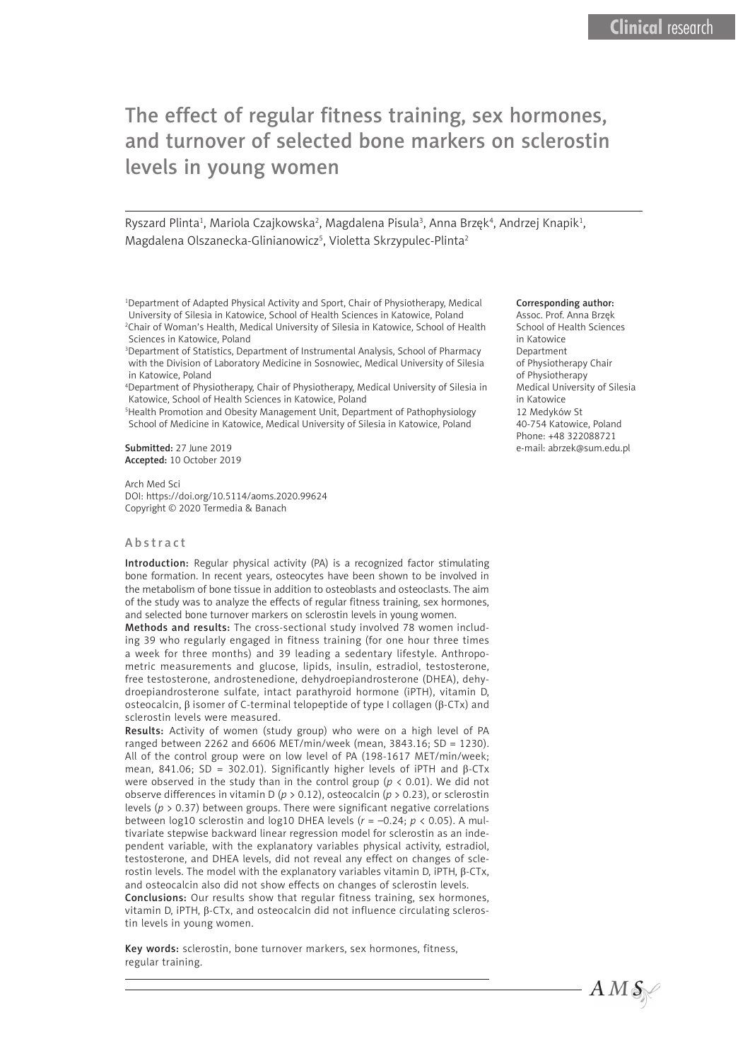# The effect of regular fitness training, sex hormones, and turnover of selected bone markers on sclerostin levels in young women

Ryszard Plinta[1], Mariola Czajkowska[2], Magdalena Pisula[3], Anna Brzęk[4], Andrzej Knapik[1], Magdalena Olszanecka-Glinianowicz[5], Violetta Skrzypulec-Plinta[2]

[1]Department of Adapted Physical Activity and Sport, Chair of Physiotherapy, Medical University of Silesia in Katowice, School of Health Sciences in Katowice, Poland
[2]Chair of Woman's Health, Medical University of Silesia in Katowice, School of Health Sciences in Katowice, Poland
[3]Department of Statistics, Department of Instrumental Analysis, School of Pharmacy with the Division of Laboratory Medicine in Sosnowiec, Medical University of Silesia in Katowice, Poland
[4]Department of Physiotherapy, Chair of Physiotherapy, Medical University of Silesia in Katowice, School of Health Sciences in Katowice, Poland
[5]Health Promotion and Obesity Management Unit, Department of Pathophysiology School of Medicine in Katowice, Medical University of Silesia in Katowice, Poland

**Submitted:** 27 June 2019
**Accepted:** 10 October 2019

Arch Med Sci
DOI: https://doi.org/10.5114/aoms.2020.99624
Copyright © 2020 Termedia & Banach

**Corresponding author:**
Assoc. Prof. Anna Brzęk
School of Health Sciences in Katowice
Department of Physiotherapy Chair of Physiotherapy
Medical University of Silesia in Katowice
12 Medyków St
40-754 Katowice, Poland
Phone: +48 322088721
e-mail: abrzek@sum.edu.pl

## Abstract

**Introduction:** Regular physical activity (PA) is a recognized factor stimulating bone formation. In recent years, osteocytes have been shown to be involved in the metabolism of bone tissue in addition to osteoblasts and osteoclasts. The aim of the study was to analyze the effects of regular fitness training, sex hormones, and selected bone turnover markers on sclerostin levels in young women.

**Methods and results:** The cross-sectional study involved 78 women including 39 who regularly engaged in fitness training (for one hour three times a week for three months) and 39 leading a sedentary lifestyle. Anthropometric measurements and glucose, lipids, insulin, estradiol, testosterone, free testosterone, androstenedione, dehydroepiandrosterone (DHEA), dehydroepiandrosterone sulfate, intact parathyroid hormone (iPTH), vitamin D, osteocalcin, β isomer of C-terminal telopeptide of type I collagen (β-CTx) and sclerostin levels were measured.

**Results:** Activity of women (study group) who were on a high level of PA ranged between 2262 and 6606 MET/min/week (mean, 3843.16; SD = 1230). All of the control group were on low level of PA (198-1617 MET/min/week; mean, 841.06; SD = 302.01). Significantly higher levels of iPTH and β-CTx were observed in the study than in the control group ($p < 0.01$). We did not observe differences in vitamin D ($p > 0.12$), osteocalcin ($p > 0.23$), or sclerostin levels ($p > 0.37$) between groups. There were significant negative correlations between log10 sclerostin and log10 DHEA levels ($r = -0.24$; $p < 0.05$). A multivariate stepwise backward linear regression model for sclerostin as an independent variable, with the explanatory variables physical activity, estradiol, testosterone, and DHEA levels, did not reveal any effect on changes of sclerostin levels. The model with the explanatory variables vitamin D, iPTH, β-CTx, and osteocalcin also did not show effects on changes of sclerostin levels.

**Conclusions:** Our results show that regular fitness training, sex hormones, vitamin D, iPTH, β-CTx, and osteocalcin did not influence circulating sclerostin levels in young women.

**Key words:** sclerostin, bone turnover markers, sex hormones, fitness, regular training.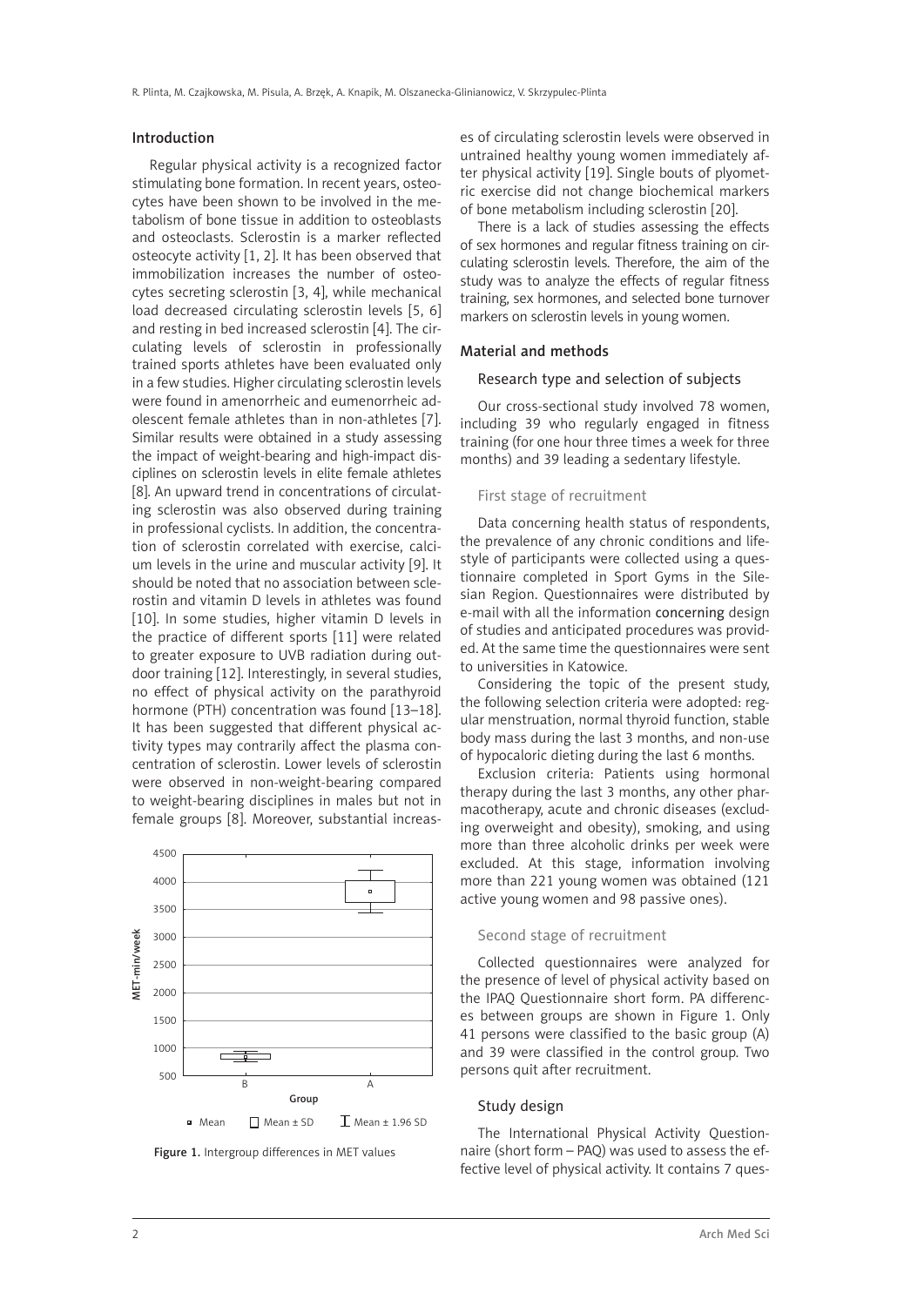## Introduction

Regular physical activity is a recognized factor stimulating bone formation. In recent years, osteocytes have been shown to be involved in the metabolism of bone tissue in addition to osteoblasts and osteoclasts. Sclerostin is a marker reflected osteocyte activity [1, 2]. It has been observed that immobilization increases the number of osteocytes secreting sclerostin [3, 4], while mechanical load decreased circulating sclerostin levels [5, 6] and resting in bed increased sclerostin [4]. The circulating levels of sclerostin in professionally trained sports athletes have been evaluated only in a few studies. Higher circulating sclerostin levels were found in amenorrheic and eumenorrheic adolescent female athletes than in non-athletes [7]. Similar results were obtained in a study assessing the impact of weight-bearing and high-impact disciplines on sclerostin levels in elite female athletes [8]. An upward trend in concentrations of circulating sclerostin was also observed during training in professional cyclists. In addition, the concentration of sclerostin correlated with exercise, calcium levels in the urine and muscular activity [9]. It should be noted that no association between sclerostin and vitamin D levels in athletes was found [10]. In some studies, higher vitamin D levels in the practice of different sports [11] were related to greater exposure to UVB radiation during outdoor training [12]. Interestingly, in several studies, no effect of physical activity on the parathyroid hormone (PTH) concentration was found [13–18]. It has been suggested that different physical activity types may contrarily affect the plasma concentration of sclerostin. Lower levels of sclerostin were observed in non-weight-bearing compared to weight-bearing disciplines in males but not in female groups [8]. Moreover, substantial increases of circulating sclerostin levels were observed in untrained healthy young women immediately after physical activity [19]. Single bouts of plyometric exercise did not change biochemical markers of bone metabolism including sclerostin [20].

There is a lack of studies assessing the effects of sex hormones and regular fitness training on circulating sclerostin levels. Therefore, the aim of the study was to analyze the effects of regular fitness training, sex hormones, and selected bone turnover markers on sclerostin levels in young women.

Figure 1. Intergroup differences in MET values

## Material and methods

### Research type and selection of subjects

Our cross-sectional study involved 78 women, including 39 who regularly engaged in fitness training (for one hour three times a week for three months) and 39 leading a sedentary lifestyle.

#### First stage of recruitment

Data concerning health status of respondents, the prevalence of any chronic conditions and lifestyle of participants were collected using a questionnaire completed in Sport Gyms in the Silesian Region. Questionnaires were distributed by e-mail with all the information concerning design of studies and anticipated procedures was provided. At the same time the questionnaires were sent to universities in Katowice.

Considering the topic of the present study, the following selection criteria were adopted: regular menstruation, normal thyroid function, stable body mass during the last 3 months, and non-use of hypocaloric dieting during the last 6 months.

Exclusion criteria: Patients using hormonal therapy during the last 3 months, any other pharmacotherapy, acute and chronic diseases (excluding overweight and obesity), smoking, and using more than three alcoholic drinks per week were excluded. At this stage, information involving more than 221 young women was obtained (121 active young women and 98 passive ones).

#### Second stage of recruitment

Collected questionnaires were analyzed for the presence of level of physical activity based on the IPAQ Questionnaire short form. PA differences between groups are shown in Figure 1. Only 41 persons were classified to the basic group (A) and 39 were classified in the control group. Two persons quit after recruitment.

### Study design

The International Physical Activity Questionnaire (short form – PAQ) was used to assess the effective level of physical activity. It contains 7 ques-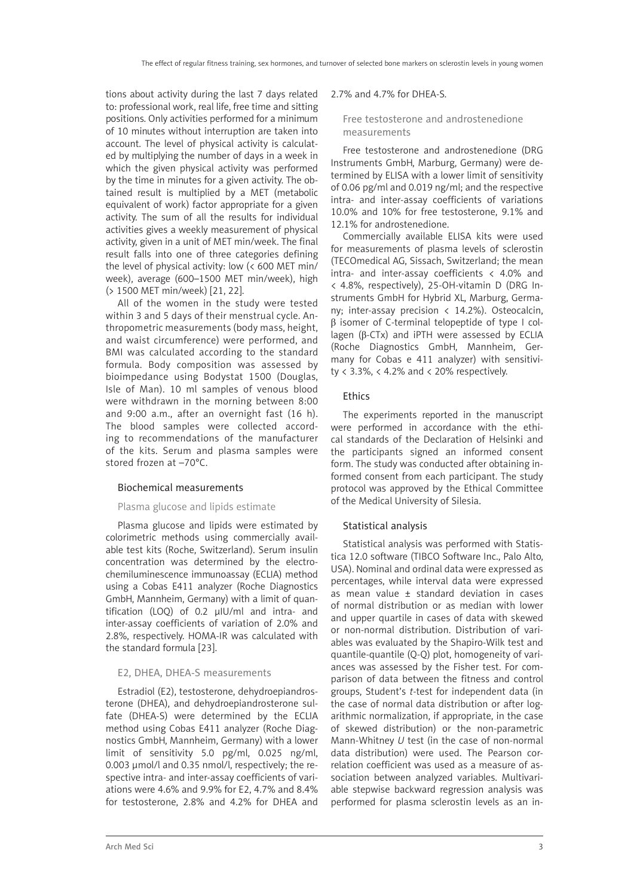tions about activity during the last 7 days related to: professional work, real life, free time and sitting positions. Only activities performed for a minimum of 10 minutes without interruption are taken into account. The level of physical activity is calculated by multiplying the number of days in a week in which the given physical activity was performed by the time in minutes for a given activity. The obtained result is multiplied by a MET (metabolic equivalent of work) factor appropriate for a given activity. The sum of all the results for individual activities gives a weekly measurement of physical activity, given in a unit of MET min/week. The final result falls into one of three categories defining the level of physical activity: low (< 600 MET min/week), average (600–1500 MET min/week), high (> 1500 MET min/week) [21, 22].

All of the women in the study were tested within 3 and 5 days of their menstrual cycle. Anthropometric measurements (body mass, height, and waist circumference) were performed, and BMI was calculated according to the standard formula. Body composition was assessed by bioimpedance using Bodystat 1500 (Douglas, Isle of Man). 10 ml samples of venous blood were withdrawn in the morning between 8:00 and 9:00 a.m., after an overnight fast (16 h). The blood samples were collected according to recommendations of the manufacturer of the kits. Serum and plasma samples were stored frozen at –70°C.

### Biochemical measurements

#### Plasma glucose and lipids estimate

Plasma glucose and lipids were estimated by colorimetric methods using commercially available test kits (Roche, Switzerland). Serum insulin concentration was determined by the electrochemiluminescence immunoassay (ECLIA) method using a Cobas E411 analyzer (Roche Diagnostics GmbH, Mannheim, Germany) with a limit of quantification (LOQ) of 0.2 µIU/ml and intra- and inter-assay coefficients of variation of 2.0% and 2.8%, respectively. HOMA-IR was calculated with the standard formula [23].

#### E2, DHEA, DHEA-S measurements

Estradiol (E2), testosterone, dehydroepiandrosterone (DHEA), and dehydroepiandrosterone sulfate (DHEA-S) were determined by the ECLIA method using Cobas E411 analyzer (Roche Diagnostics GmbH, Mannheim, Germany) with a lower limit of sensitivity 5.0 pg/ml, 0.025 ng/ml, 0.003 µmol/l and 0.35 nmol/l, respectively; the respective intra- and inter-assay coefficients of variations were 4.6% and 9.9% for E2, 4.7% and 8.4% for testosterone, 2.8% and 4.2% for DHEA and 2.7% and 4.7% for DHEA-S.

#### Free testosterone and androstenedione measurements

Free testosterone and androstenedione (DRG Instruments GmbH, Marburg, Germany) were determined by ELISA with a lower limit of sensitivity of 0.06 pg/ml and 0.019 ng/ml; and the respective intra- and inter-assay coefficients of variations 10.0% and 10% for free testosterone, 9.1% and 12.1% for androstenedione.

Commercially available ELISA kits were used for measurements of plasma levels of sclerostin (TECOmedical AG, Sissach, Switzerland; the mean intra- and inter-assay coefficients < 4.0% and < 4.8%, respectively), 25-OH-vitamin D (DRG Instruments GmbH for Hybrid XL, Marburg, Germany; inter-assay precision < 14.2%). Osteocalcin, β isomer of C-terminal telopeptide of type I collagen (β-CTx) and iPTH were assessed by ECLIA (Roche Diagnostics GmbH, Mannheim, Germany for Cobas e 411 analyzer) with sensitivity < 3.3%, < 4.2% and < 20% respectively.

### Ethics

The experiments reported in the manuscript were performed in accordance with the ethical standards of the Declaration of Helsinki and the participants signed an informed consent form. The study was conducted after obtaining informed consent from each participant. The study protocol was approved by the Ethical Committee of the Medical University of Silesia.

### Statistical analysis

Statistical analysis was performed with Statistica 12.0 software (TIBCO Software Inc., Palo Alto, USA). Nominal and ordinal data were expressed as percentages, while interval data were expressed as mean value ± standard deviation in cases of normal distribution or as median with lower and upper quartile in cases of data with skewed or non-normal distribution. Distribution of variables was evaluated by the Shapiro-Wilk test and quantile-quantile (Q-Q) plot, homogeneity of variances was assessed by the Fisher test. For comparison of data between the fitness and control groups, Student's *t*-test for independent data (in the case of normal data distribution or after logarithmic normalization, if appropriate, in the case of skewed distribution) or the non-parametric Mann-Whitney *U* test (in the case of non-normal data distribution) were used. The Pearson correlation coefficient was used as a measure of association between analyzed variables. Multivariable stepwise backward regression analysis was performed for plasma sclerostin levels as an in-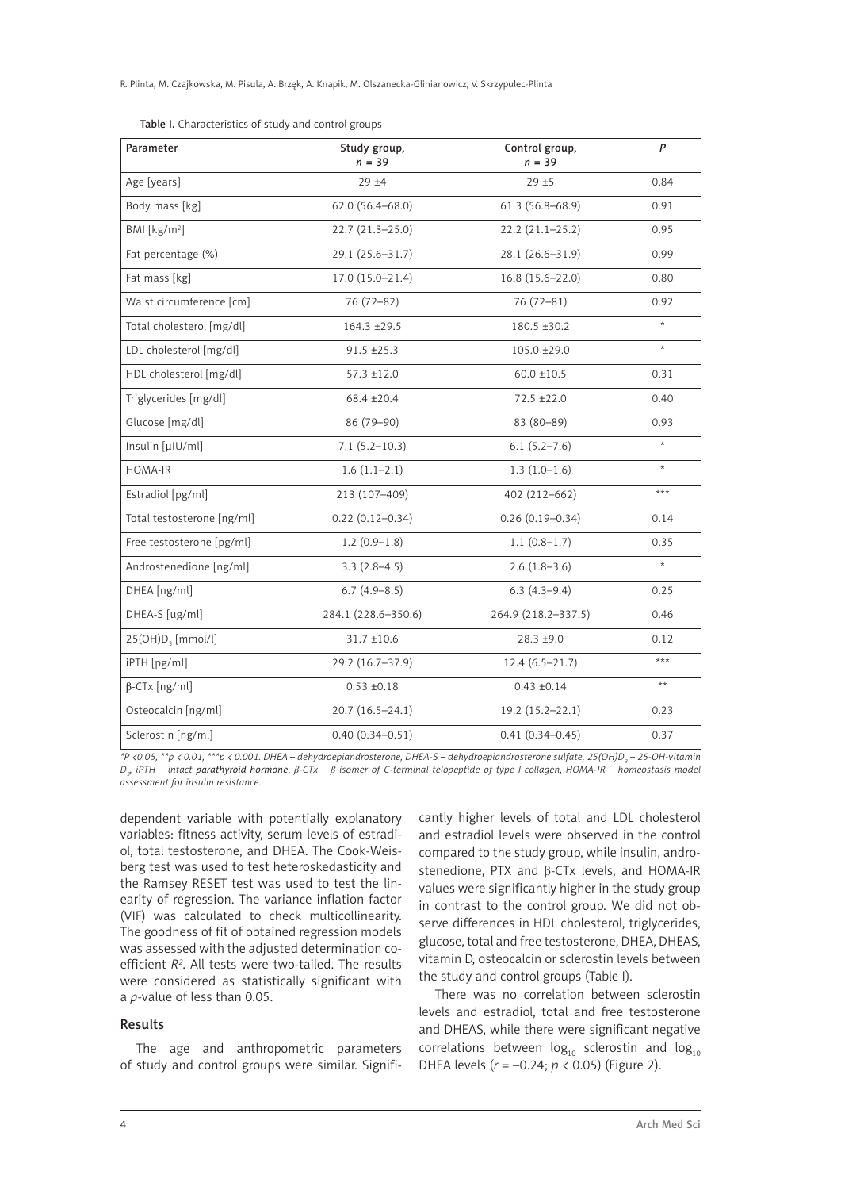Table I. Characteristics of study and control groups

| Parameter | Study group, $n$ = 39 | Control group, $n$ = 39 | $P$ |
|---|---|---|---|
| Age [years] | 29 ±4 | 29 ±5 | 0.84 |
| Body mass [kg] | 62.0 (56.4–68.0) | 61.3 (56.8–68.9) | 0.91 |
| BMI [kg/m$^2$] | 22.7 (21.3–25.0) | 22.2 (21.1–25.2) | 0.95 |
| Fat percentage (%) | 29.1 (25.6–31.7) | 28.1 (26.6–31.9) | 0.99 |
| Fat mass [kg] | 17.0 (15.0–21.4) | 16.8 (15.6–22.0) | 0.80 |
| Waist circumference [cm] | 76 (72–82) | 76 (72–81) | 0.92 |
| Total cholesterol [mg/dl] | 164.3 ±29.5 | 180.5 ±30.2 | * |
| LDL cholesterol [mg/dl] | 91.5 ±25.3 | 105.0 ±29.0 | * |
| HDL cholesterol [mg/dl] | 57.3 ±12.0 | 60.0 ±10.5 | 0.31 |
| Triglycerides [mg/dl] | 68.4 ±20.4 | 72.5 ±22.0 | 0.40 |
| Glucose [mg/dl] | 86 (79–90) | 83 (80–89) | 0.93 |
| Insulin [µIU/ml] | 7.1 (5.2–10.3) | 6.1 (5.2–7.6) | * |
| HOMA-IR | 1.6 (1.1–2.1) | 1.3 (1.0–1.6) | * |
| Estradiol [pg/ml] | 213 (107–409) | 402 (212–662) | *** |
| Total testosterone [ng/ml] | 0.22 (0.12–0.34) | 0.26 (0.19–0.34) | 0.14 |
| Free testosterone [pg/ml] | 1.2 (0.9–1.8) | 1.1 (0.8–1.7) | 0.35 |
| Androstenedione [ng/ml] | 3.3 (2.8–4.5) | 2.6 (1.8–3.6) | * |
| DHEA [ng/ml] | 6.7 (4.9–8.5) | 6.3 (4.3–9.4) | 0.25 |
| DHEA-S [ug/ml] | 284.1 (228.6–350.6) | 264.9 (218.2–337.5) | 0.46 |
| 25(OH)$D_3$ [mmol/l] | 31.7 ±10.6 | 28.3 ±9.0 | 0.12 |
| iPTH [pg/ml] | 29.2 (16.7–37.9) | 12.4 (6.5–21.7) | *** |
| β-CTx [ng/ml] | 0.53 ±0.18 | 0.43 ±0.14 | ** |
| Osteocalcin [ng/ml] | 20.7 (16.5–24.1) | 19.2 (15.2–22.1) | 0.23 |
| Sclerostin [ng/ml] | 0.40 (0.34–0.51) | 0.41 (0.34–0.45) | 0.37 |

*$P$ < 0.05, **$p$ < 0.01, ***$p$ < 0.001. DHEA – dehydroepiandrosterone, DHEA-S – dehydroepiandrosterone sulfate, 25(OH)$D_3$ – 25-OH-vitamin $D_3$, iPTH – intact parathyroid hormone, β-CTx – β isomer of C-terminal telopeptide of type I collagen, HOMA-IR – homeostasis model assessment for insulin resistance.*

dependent variable with potentially explanatory variables: fitness activity, serum levels of estradiol, total testosterone, and DHEA. The Cook-Weisberg test was used to test heteroskedasticity and the Ramsey RESET test was used to test the linearity of regression. The variance inflation factor (VIF) was calculated to check multicollinearity. The goodness of fit of obtained regression models was assessed with the adjusted determination coefficient $R^2$. All tests were two-tailed. The results were considered as statistically significant with a $p$-value of less than 0.05.

## Results

The age and anthropometric parameters of study and control groups were similar. Significantly higher levels of total and LDL cholesterol and estradiol levels were observed in the control compared to the study group, while insulin, androstenedione, PTX and β-CTx levels, and HOMA-IR values were significantly higher in the study group in contrast to the control group. We did not observe differences in HDL cholesterol, triglycerides, glucose, total and free testosterone, DHEA, DHEAS, vitamin D, osteocalcin or sclerostin levels between the study and control groups (Table I).

There was no correlation between sclerostin levels and estradiol, total and free testosterone and DHEAS, while there were significant negative correlations between $\log_{10}$ sclerostin and $\log_{10}$ DHEA levels ($r$ = –0.24; $p$ < 0.05) (Figure 2).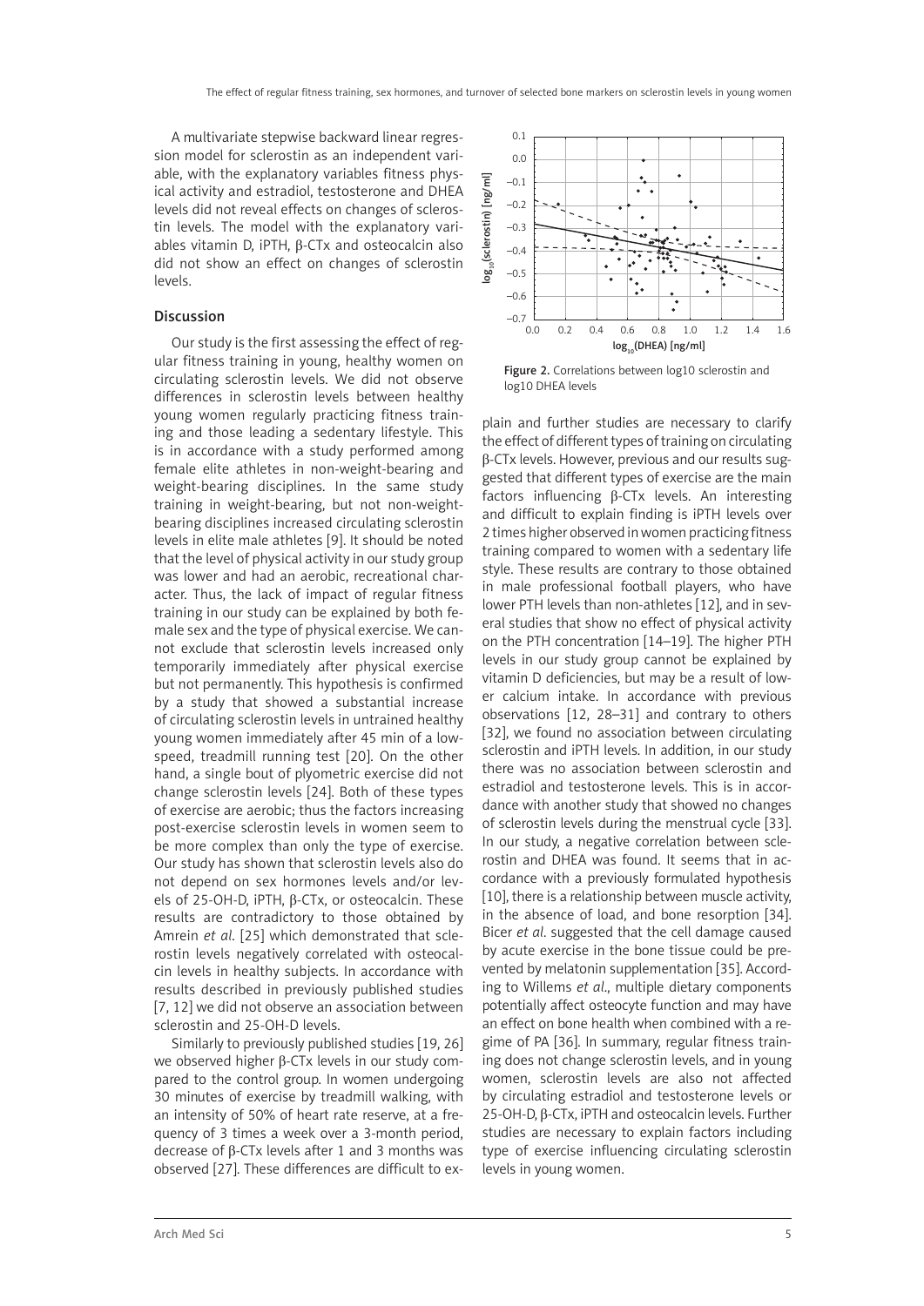A multivariate stepwise backward linear regression model for sclerostin as an independent variable, with the explanatory variables fitness physical activity and estradiol, testosterone and DHEA levels did not reveal effects on changes of sclerostin levels. The model with the explanatory variables vitamin D, iPTH, β-CTx and osteocalcin also did not show an effect on changes of sclerostin levels.

## Discussion

Our study is the first assessing the effect of regular fitness training in young, healthy women on circulating sclerostin levels. We did not observe differences in sclerostin levels between healthy young women regularly practicing fitness training and those leading a sedentary lifestyle. This is in accordance with a study performed among female elite athletes in non-weight-bearing and weight-bearing disciplines. In the same study training in weight-bearing, but not non-weight-bearing disciplines increased circulating sclerostin levels in elite male athletes [9]. It should be noted that the level of physical activity in our study group was lower and had an aerobic, recreational character. Thus, the lack of impact of regular fitness training in our study can be explained by both female sex and the type of physical exercise. We cannot exclude that sclerostin levels increased only temporarily immediately after physical exercise but not permanently. This hypothesis is confirmed by a study that showed a substantial increase of circulating sclerostin levels in untrained healthy young women immediately after 45 min of a low-speed, treadmill running test [20]. On the other hand, a single bout of plyometric exercise did not change sclerostin levels [24]. Both of these types of exercise are aerobic; thus the factors increasing post-exercise sclerostin levels in women seem to be more complex than only the type of exercise. Our study has shown that sclerostin levels also do not depend on sex hormones levels and/or levels of 25-OH-D, iPTH, β-CTx, or osteocalcin. These results are contradictory to those obtained by Amrein *et al.* [25] which demonstrated that sclerostin levels negatively correlated with osteocalcin levels in healthy subjects. In accordance with results described in previously published studies [7, 12] we did not observe an association between sclerostin and 25-OH-D levels.

Similarly to previously published studies [19, 26] we observed higher β-CTx levels in our study compared to the control group. In women undergoing 30 minutes of exercise by treadmill walking, with an intensity of 50% of heart rate reserve, at a frequency of 3 times a week over a 3-month period, decrease of β-CTx levels after 1 and 3 months was observed [27]. These differences are difficult to explain and further studies are necessary to clarify the effect of different types of training on circulating β-CTx levels. However, previous and our results suggested that different types of exercise are the main factors influencing β-CTx levels. An interesting and difficult to explain finding is iPTH levels over 2 times higher observed in women practicing fitness training compared to women with a sedentary life style. These results are contrary to those obtained in male professional football players, who have lower PTH levels than non-athletes [12], and in several studies that show no effect of physical activity on the PTH concentration [14–19]. The higher PTH levels in our study group cannot be explained by vitamin D deficiencies, but may be a result of lower calcium intake. In accordance with previous observations [12, 28–31] and contrary to others [32], we found no association between circulating sclerostin and iPTH levels. In addition, in our study there was no association between sclerostin and estradiol and testosterone levels. This is in accordance with another study that showed no changes of sclerostin levels during the menstrual cycle [33]. In our study, a negative correlation between sclerostin and DHEA was found. It seems that in accordance with a previously formulated hypothesis [10], there is a relationship between muscle activity, in the absence of load, and bone resorption [34]. Bicer *et al.* suggested that the cell damage caused by acute exercise in the bone tissue could be prevented by melatonin supplementation [35]. According to Willems *et al.*, multiple dietary components potentially affect osteocyte function and may have an effect on bone health when combined with a regime of PA [36]. In summary, regular fitness training does not change sclerostin levels, and in young women, sclerostin levels are also not affected by circulating estradiol and testosterone levels or 25-OH-D, β-CTx, iPTH and osteocalcin levels. Further studies are necessary to explain factors including type of exercise influencing circulating sclerostin levels in young women.

**Figure 2.** Correlations between log10 sclerostin and log10 DHEA levels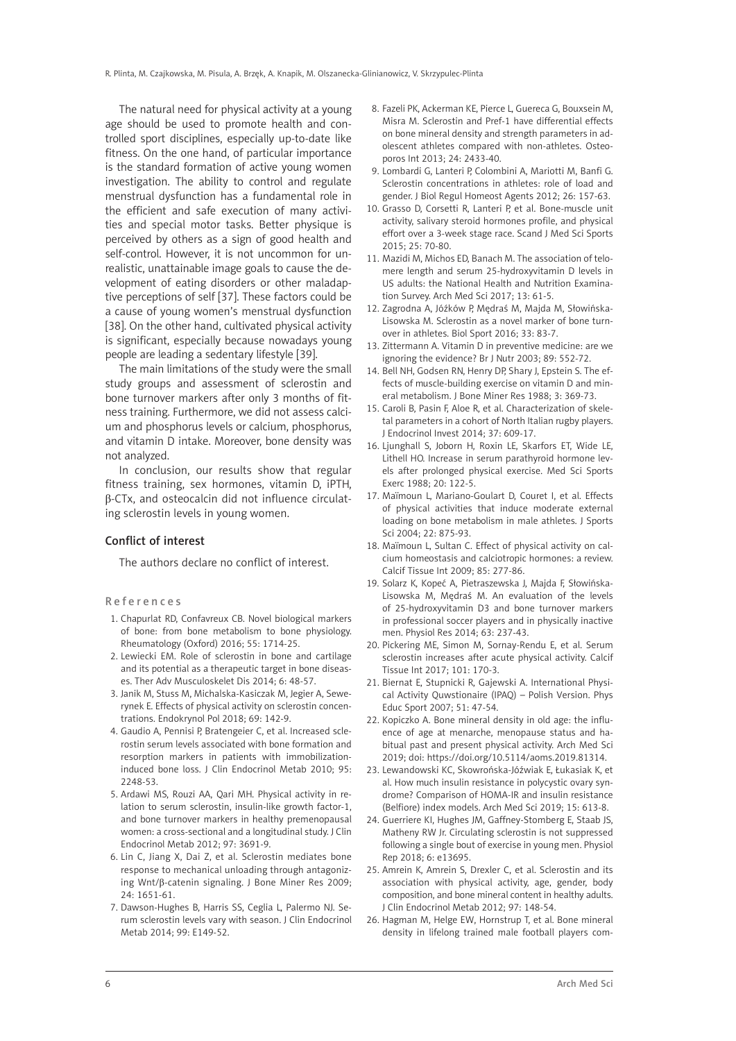The natural need for physical activity at a young age should be used to promote health and controlled sport disciplines, especially up-to-date like fitness. On the one hand, of particular importance is the standard formation of active young women investigation. The ability to control and regulate menstrual dysfunction has a fundamental role in the efficient and safe execution of many activities and special motor tasks. Better physique is perceived by others as a sign of good health and self-control. However, it is not uncommon for unrealistic, unattainable image goals to cause the development of eating disorders or other maladaptive perceptions of self [37]. These factors could be a cause of young women's menstrual dysfunction [38]. On the other hand, cultivated physical activity is significant, especially because nowadays young people are leading a sedentary lifestyle [39].

The main limitations of the study were the small study groups and assessment of sclerostin and bone turnover markers after only 3 months of fitness training. Furthermore, we did not assess calcium and phosphorus levels or calcium, phosphorus, and vitamin D intake. Moreover, bone density was not analyzed.

In conclusion, our results show that regular fitness training, sex hormones, vitamin D, iPTH, β-CTx, and osteocalcin did not influence circulating sclerostin levels in young women.

## Conflict of interest

The authors declare no conflict of interest.

## References

1. Chapurlat RD, Confavreux CB. Novel biological markers of bone: from bone metabolism to bone physiology. Rheumatology (Oxford) 2016; 55: 1714-25.
2. Lewiecki EM. Role of sclerostin in bone and cartilage and its potential as a therapeutic target in bone diseases. Ther Adv Musculoskelet Dis 2014; 6: 48-57.
3. Janik M, Stuss M, Michalska-Kasiczak M, Jegier A, Sewerynek E. Effects of physical activity on sclerostin concentrations. Endokrynol Pol 2018; 69: 142-9.
4. Gaudio A, Pennisi P, Bratengeier C, et al. Increased sclerostin serum levels associated with bone formation and resorption markers in patients with immobilization-induced bone loss. J Clin Endocrinol Metab 2010; 95: 2248-53.
5. Ardawi MS, Rouzi AA, Qari MH. Physical activity in relation to serum sclerostin, insulin-like growth factor-1, and bone turnover markers in healthy premenopausal women: a cross-sectional and a longitudinal study. J Clin Endocrinol Metab 2012; 97: 3691-9.
6. Lin C, Jiang X, Dai Z, et al. Sclerostin mediates bone response to mechanical unloading through antagonizing Wnt/β-catenin signaling. J Bone Miner Res 2009; 24: 1651-61.
7. Dawson-Hughes B, Harris SS, Ceglia L, Palermo NJ. Serum sclerostin levels vary with season. J Clin Endocrinol Metab 2014; 99: E149-52.
8. Fazeli PK, Ackerman KE, Pierce L, Guereca G, Bouxsein M, Misra M. Sclerostin and Pref-1 have differential effects on bone mineral density and strength parameters in adolescent athletes compared with non-athletes. Osteoporos Int 2013; 24: 2433-40.
9. Lombardi G, Lanteri P, Colombini A, Mariotti M, Banfi G. Sclerostin concentrations in athletes: role of load and gender. J Biol Regul Homeost Agents 2012; 26: 157-63.
10. Grasso D, Corsetti R, Lanteri P, et al. Bone-muscle unit activity, salivary steroid hormones profile, and physical effort over a 3-week stage race. Scand J Med Sci Sports 2015; 25: 70-80.
11. Mazidi M, Michos ED, Banach M. The association of telomere length and serum 25-hydroxyvitamin D levels in US adults: the National Health and Nutrition Examination Survey. Arch Med Sci 2017; 13: 61-5.
12. Zagrodna A, Jóźków P, Mędraś M, Majda M, Słowińska-Lisowska M. Sclerostin as a novel marker of bone turnover in athletes. Biol Sport 2016; 33: 83-7.
13. Zittermann A. Vitamin D in preventive medicine: are we ignoring the evidence? Br J Nutr 2003; 89: 552-72.
14. Bell NH, Godsen RN, Henry DP, Shary J, Epstein S. The effects of muscle-building exercise on vitamin D and mineral metabolism. J Bone Miner Res 1988; 3: 369-73.
15. Caroli B, Pasin F, Aloe R, et al. Characterization of skeletal parameters in a cohort of North Italian rugby players. J Endocrinol Invest 2014; 37: 609-17.
16. Ljunghall S, Joborn H, Roxin LE, Skarfors ET, Wide LE, Lithell HO. Increase in serum parathyroid hormone levels after prolonged physical exercise. Med Sci Sports Exerc 1988; 20: 122-5.
17. Maïmoun L, Mariano-Goulart D, Couret I, et al. Effects of physical activities that induce moderate external loading on bone metabolism in male athletes. J Sports Sci 2004; 22: 875-93.
18. Maïmoun L, Sultan C. Effect of physical activity on calcium homeostasis and calciotropic hormones: a review. Calcif Tissue Int 2009; 85: 277-86.
19. Solarz K, Kopeć A, Pietraszewska J, Majda F, Słowińska-Lisowska M, Mędraś M. An evaluation of the levels of 25-hydroxyvitamin D3 and bone turnover markers in professional soccer players and in physically inactive men. Physiol Res 2014; 63: 237-43.
20. Pickering ME, Simon M, Sornay-Rendu E, et al. Serum sclerostin increases after acute physical activity. Calcif Tissue Int 2017; 101: 170-3.
21. Biernat E, Stupnicki R, Gajewski A. International Physical Activity Quwstionaire (IPAQ) – Polish Version. Phys Educ Sport 2007; 51: 47-54.
22. Kopiczko A. Bone mineral density in old age: the influence of age at menarche, menopause status and habitual past and present physical activity. Arch Med Sci 2019; doi: https://doi.org/10.5114/aoms.2019.81314.
23. Lewandowski KC, Skowrońska-Jóźwiak E, Łukasiak K, et al. How much insulin resistance in polycystic ovary syndrome? Comparison of HOMA-IR and insulin resistance (Belfiore) index models. Arch Med Sci 2019; 15: 613-8.
24. Guerriere KI, Hughes JM, Gaffney-Stomberg E, Staab JS, Matheny RW Jr. Circulating sclerostin is not suppressed following a single bout of exercise in young men. Physiol Rep 2018; 6: e13695.
25. Amrein K, Amrein S, Drexler C, et al. Sclerostin and its association with physical activity, age, gender, body composition, and bone mineral content in healthy adults. J Clin Endocrinol Metab 2012; 97: 148-54.
26. Hagman M, Helge EW, Hornstrup T, et al. Bone mineral density in lifelong trained male football players com-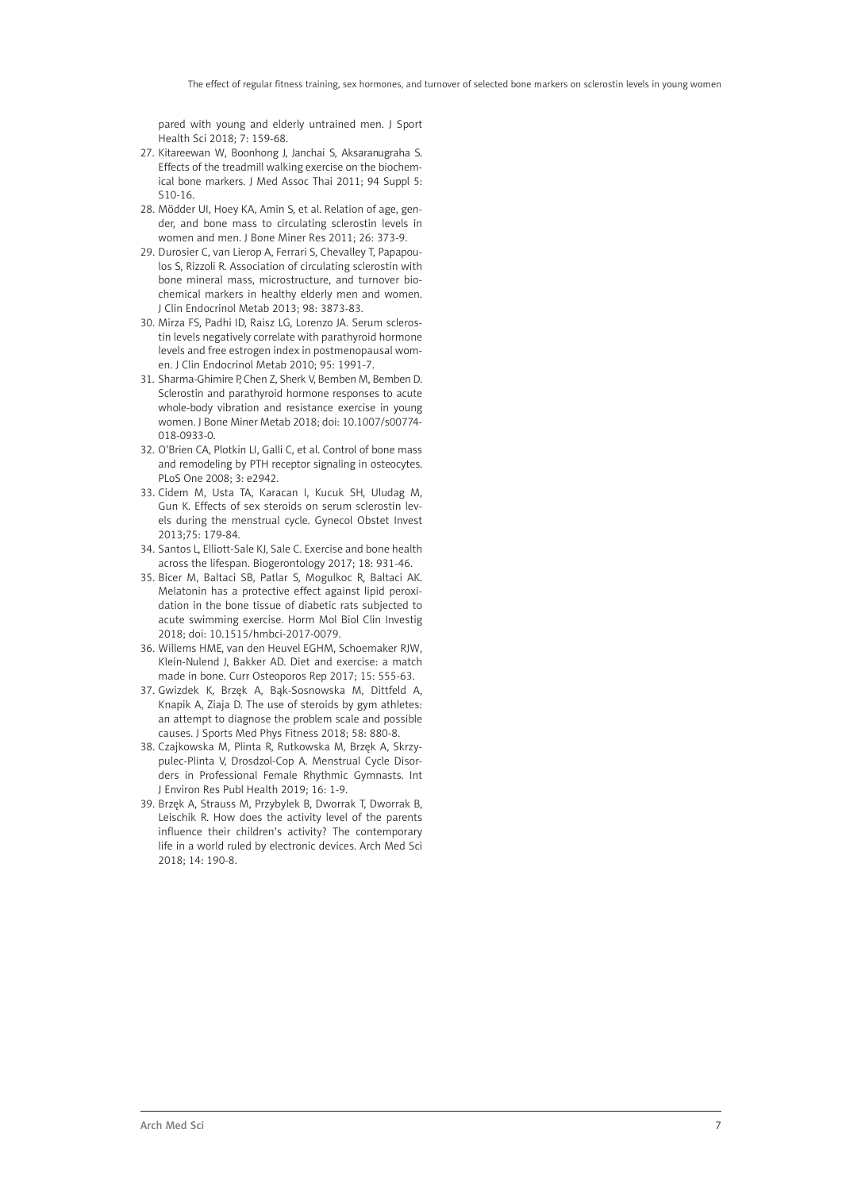pared with young and elderly untrained men. J Sport Health Sci 2018; 7: 159-68.

27. Kitareewan W, Boonhong J, Janchai S, Aksaranugraha S. Effects of the treadmill walking exercise on the biochemical bone markers. J Med Assoc Thai 2011; 94 Suppl 5: S10-16.
28. Mödder UI, Hoey KA, Amin S, et al. Relation of age, gender, and bone mass to circulating sclerostin levels in women and men. J Bone Miner Res 2011; 26: 373-9.
29. Durosier C, van Lierop A, Ferrari S, Chevalley T, Papapoulos S, Rizzoli R. Association of circulating sclerostin with bone mineral mass, microstructure, and turnover biochemical markers in healthy elderly men and women. J Clin Endocrinol Metab 2013; 98: 3873-83.
30. Mirza FS, Padhi ID, Raisz LG, Lorenzo JA. Serum sclerostin levels negatively correlate with parathyroid hormone levels and free estrogen index in postmenopausal women. J Clin Endocrinol Metab 2010; 95: 1991-7.
31. Sharma-Ghimire P, Chen Z, Sherk V, Bemben M, Bemben D. Sclerostin and parathyroid hormone responses to acute whole-body vibration and resistance exercise in young women. J Bone Miner Metab 2018; doi: 10.1007/s00774-018-0933-0.
32. O'Brien CA, Plotkin LI, Galli C, et al. Control of bone mass and remodeling by PTH receptor signaling in osteocytes. PLoS One 2008; 3: e2942.
33. Cidem M, Usta TA, Karacan I, Kucuk SH, Uludag M, Gun K. Effects of sex steroids on serum sclerostin levels during the menstrual cycle. Gynecol Obstet Invest 2013;75: 179-84.
34. Santos L, Elliott-Sale KJ, Sale C. Exercise and bone health across the lifespan. Biogerontology 2017; 18: 931-46.
35. Bicer M, Baltaci SB, Patlar S, Mogulkoc R, Baltaci AK. Melatonin has a protective effect against lipid peroxidation in the bone tissue of diabetic rats subjected to acute swimming exercise. Horm Mol Biol Clin Investig 2018; doi: 10.1515/hmbci-2017-0079.
36. Willems HME, van den Heuvel EGHM, Schoemaker RJW, Klein-Nulend J, Bakker AD. Diet and exercise: a match made in bone. Curr Osteoporos Rep 2017; 15: 555-63.
37. Gwizdek K, Brzęk A, Bąk-Sosnowska M, Dittfeld A, Knapik A, Ziaja D. The use of steroids by gym athletes: an attempt to diagnose the problem scale and possible causes. J Sports Med Phys Fitness 2018; 58: 880-8.
38. Czajkowska M, Plinta R, Rutkowska M, Brzęk A, Skrzypulec-Plinta V, Drosdzol-Cop A. Menstrual Cycle Disorders in Professional Female Rhythmic Gymnasts. Int J Environ Res Publ Health 2019; 16: 1-9.
39. Brzęk A, Strauss M, Przybylek B, Dworrak T, Dworrak B, Leischik R. How does the activity level of the parents influence their children's activity? The contemporary life in a world ruled by electronic devices. Arch Med Sci 2018; 14: 190-8.